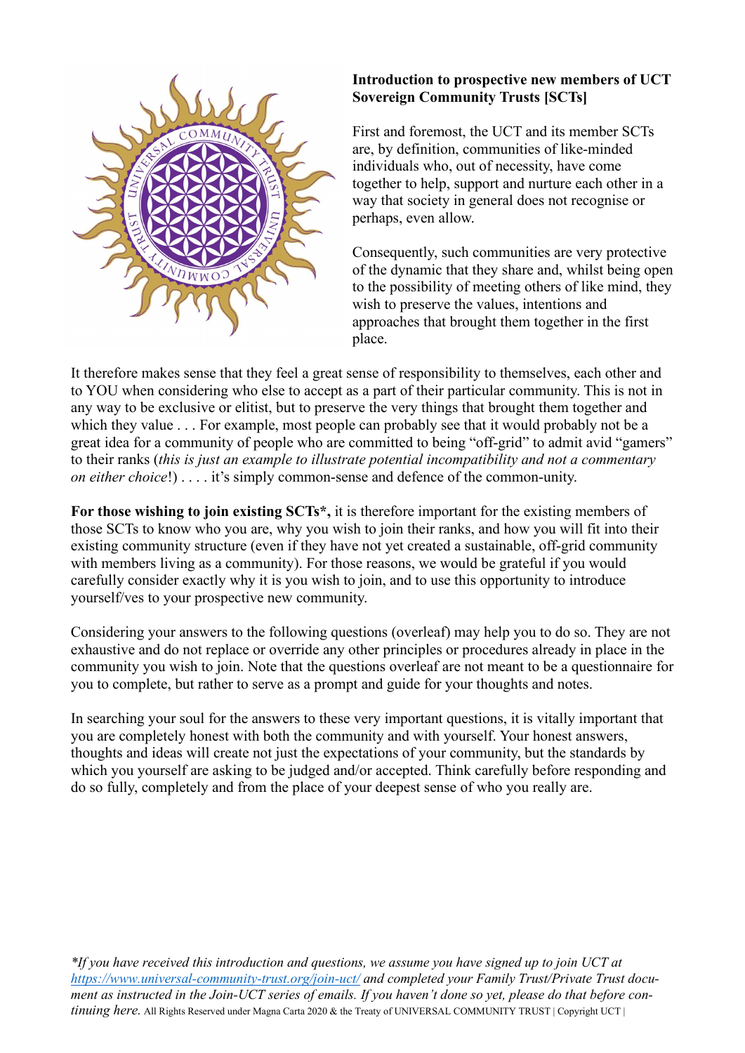**Introduction to prospective new members of UCT Sovereign Community Trusts [SCTs]**

First and foremost, the UCT and its member SCTs are, by definition, communities of like-minded individuals who, out of necessity, have come together to help, support and nurture each other in a way that society in general does not recognise or perhaps, even allow.

Consequently, such communities are very protective of the dynamic that they share and, whilst being open to the possibility of meeting others of like mind, they wish to preserve the values, intentions and approaches that brought them together in the first place.

It therefore makes sense that they feel a great sense of responsibility to themselves, each other and to YOU when considering who else to accept as a part of their particular community. This is not in any way to be exclusive or elitist, but to preserve the very things that brought them together and which they value . . . For example, most people can probably see that it would probably not be a great idea for a community of people who are committed to being "off-grid" to admit avid "gamers" to their ranks (*this is just an example to illustrate potential incompatibility and not a commentary on either choice*!) . . . . it's simply common-sense and defence of the common-unity.

**For those wishing to join existing SCTs*,** it is therefore important for the existing members of those SCTs to know who you are, why you wish to join their ranks, and how you will fit into their existing community structure (even if they have not yet created a sustainable, off-grid community with members living as a community). For those reasons, we would be grateful if you would carefully consider exactly why it is you wish to join, and to use this opportunity to introduce yourself/ves to your prospective new community.

Considering your answers to the following questions (overleaf) may help you to do so. They are not exhaustive and do not replace or override any other principles or procedures already in place in the community you wish to join. Note that the questions overleaf are not meant to be a questionnaire for you to complete, but rather to serve as a prompt and guide for your thoughts and notes.

In searching your soul for the answers to these very important questions, it is vitally important that you are completely honest with both the community and with yourself. Your honest answers, thoughts and ideas will create not just the expectations of your community, but the standards by which you yourself are asking to be judged and/or accepted. Think carefully before responding and do so fully, completely and from the place of your deepest sense of who you really are.

**If you have received this introduction and questions, we assume you have signed up to join UCT at [https://www.universal-community-trust.org/join-uct/](https://www.universal-community-trust.org/join-uct/) and completed your Family Trust/Private Trust document as instructed in the Join-UCT series of emails. If you haven't done so yet, please do that before continuing here.* All Rights Reserved under Magna Carta 2020 & the Treaty of UNIVERSAL COMMUNITY TRUST | Copyright UCT |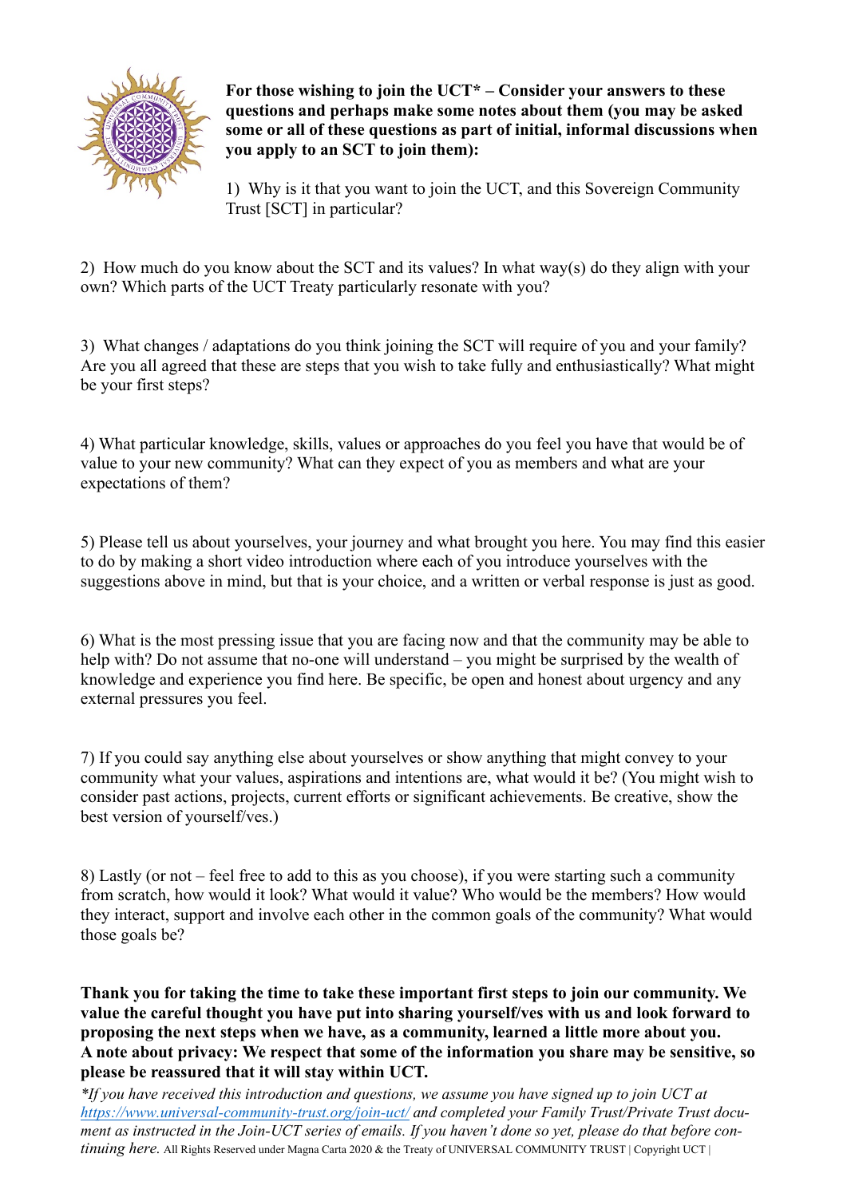**For those wishing to join the UCT* – Consider your answers to these questions and perhaps make some notes about them (you may be asked some or all of these questions as part of initial, informal discussions when you apply to an SCT to join them):**

1) Why is it that you want to join the UCT, and this Sovereign Community Trust [SCT] in particular?

2) How much do you know about the SCT and its values? In what way(s) do they align with your own? Which parts of the UCT Treaty particularly resonate with you?

3) What changes / adaptations do you think joining the SCT will require of you and your family? Are you all agreed that these are steps that you wish to take fully and enthusiastically? What might be your first steps?

4) What particular knowledge, skills, values or approaches do you feel you have that would be of value to your new community? What can they expect of you as members and what are your expectations of them?

5) Please tell us about yourselves, your journey and what brought you here. You may find this easier to do by making a short video introduction where each of you introduce yourselves with the suggestions above in mind, but that is your choice, and a written or verbal response is just as good.

6) What is the most pressing issue that you are facing now and that the community may be able to help with? Do not assume that no-one will understand – you might be surprised by the wealth of knowledge and experience you find here. Be specific, be open and honest about urgency and any external pressures you feel.

7) If you could say anything else about yourselves or show anything that might convey to your community what your values, aspirations and intentions are, what would it be? (You might wish to consider past actions, projects, current efforts or significant achievements. Be creative, show the best version of yourself/ves.)

8) Lastly (or not – feel free to add to this as you choose), if you were starting such a community from scratch, how would it look? What would it value? Who would be the members? How would they interact, support and involve each other in the common goals of the community? What would those goals be?

**Thank you for taking the time to take these important first steps to join our community. We value the careful thought you have put into sharing yourself/ves with us and look forward to proposing the next steps when we have, as a community, learned a little more about you.**
**A note about privacy: We respect that some of the information you share may be sensitive, so please be reassured that it will stay within UCT.**

*\*If you have received this introduction and questions, we assume you have signed up to join UCT at [https://www.universal-community-trust.org/join-uct/](https://www.universal-community-trust.org/join-uct/) and completed your Family Trust/Private Trust document as instructed in the Join-UCT series of emails. If you haven't done so yet, please do that before continuing here.* All Rights Reserved under Magna Carta 2020 & the Treaty of UNIVERSAL COMMUNITY TRUST | Copyright UCT |